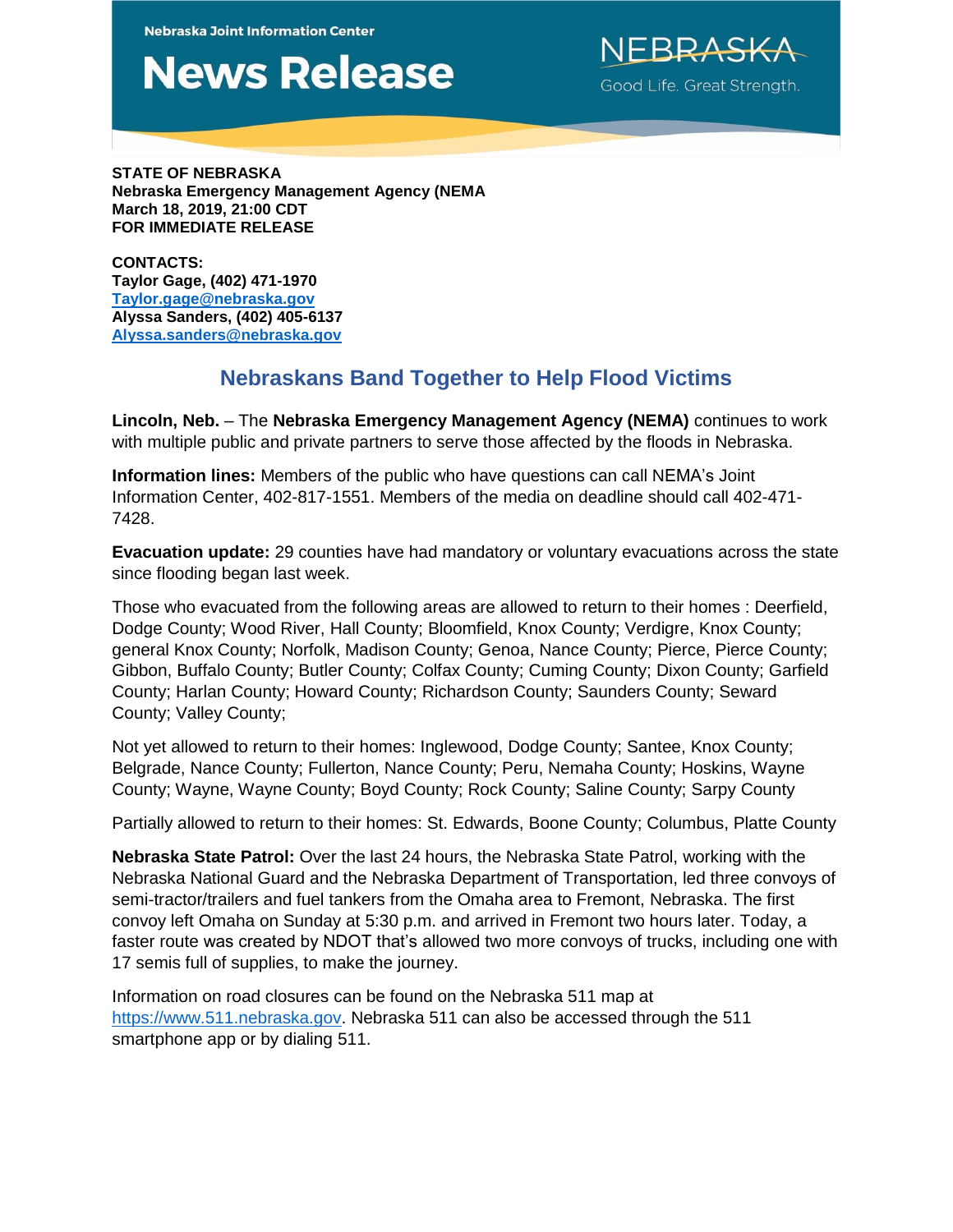Nebraska Joint Information Center

# News Release

NEBRASKA
Good Life. Great Strength.

**STATE OF NEBRASKA**
**Nebraska Emergency Management Agency (NEMA**
**March 18, 2019, 21:00 CDT**
**FOR IMMEDIATE RELEASE**

**CONTACTS:**
**Taylor Gage, (402) 471-1970**
**[Taylor.gage@nebraska.gov](mailto:Taylor.gage@nebraska.gov)**
**Alyssa Sanders, (402) 405-6137**
**[Alyssa.sanders@nebraska.gov](mailto:Alyssa.sanders@nebraska.gov)**

## Nebraskans Band Together to Help Flood Victims

**Lincoln, Neb.** – The **Nebraska Emergency Management Agency (NEMA)** continues to work with multiple public and private partners to serve those affected by the floods in Nebraska.

**Information lines:** Members of the public who have questions can call NEMA's Joint Information Center, 402-817-1551. Members of the media on deadline should call 402-471-7428.

**Evacuation update:** 29 counties have had mandatory or voluntary evacuations across the state since flooding began last week.

Those who evacuated from the following areas are allowed to return to their homes : Deerfield, Dodge County; Wood River, Hall County; Bloomfield, Knox County; Verdigre, Knox County; general Knox County; Norfolk, Madison County; Genoa, Nance County; Pierce, Pierce County; Gibbon, Buffalo County; Butler County; Colfax County; Cuming County; Dixon County; Garfield County; Harlan County; Howard County; Richardson County; Saunders County; Seward County; Valley County;

Not yet allowed to return to their homes: Inglewood, Dodge County; Santee, Knox County; Belgrade, Nance County; Fullerton, Nance County; Peru, Nemaha County; Hoskins, Wayne County; Wayne, Wayne County; Boyd County; Rock County; Saline County; Sarpy County

Partially allowed to return to their homes: St. Edwards, Boone County; Columbus, Platte County

**Nebraska State Patrol:** Over the last 24 hours, the Nebraska State Patrol, working with the Nebraska National Guard and the Nebraska Department of Transportation, led three convoys of semi-tractor/trailers and fuel tankers from the Omaha area to Fremont, Nebraska. The first convoy left Omaha on Sunday at 5:30 p.m. and arrived in Fremont two hours later. Today, a faster route was created by NDOT that's allowed two more convoys of trucks, including one with 17 semis full of supplies, to make the journey.

Information on road closures can be found on the Nebraska 511 map at [https://www.511.nebraska.gov](https://www.511.nebraska.gov). Nebraska 511 can also be accessed through the 511 smartphone app or by dialing 511.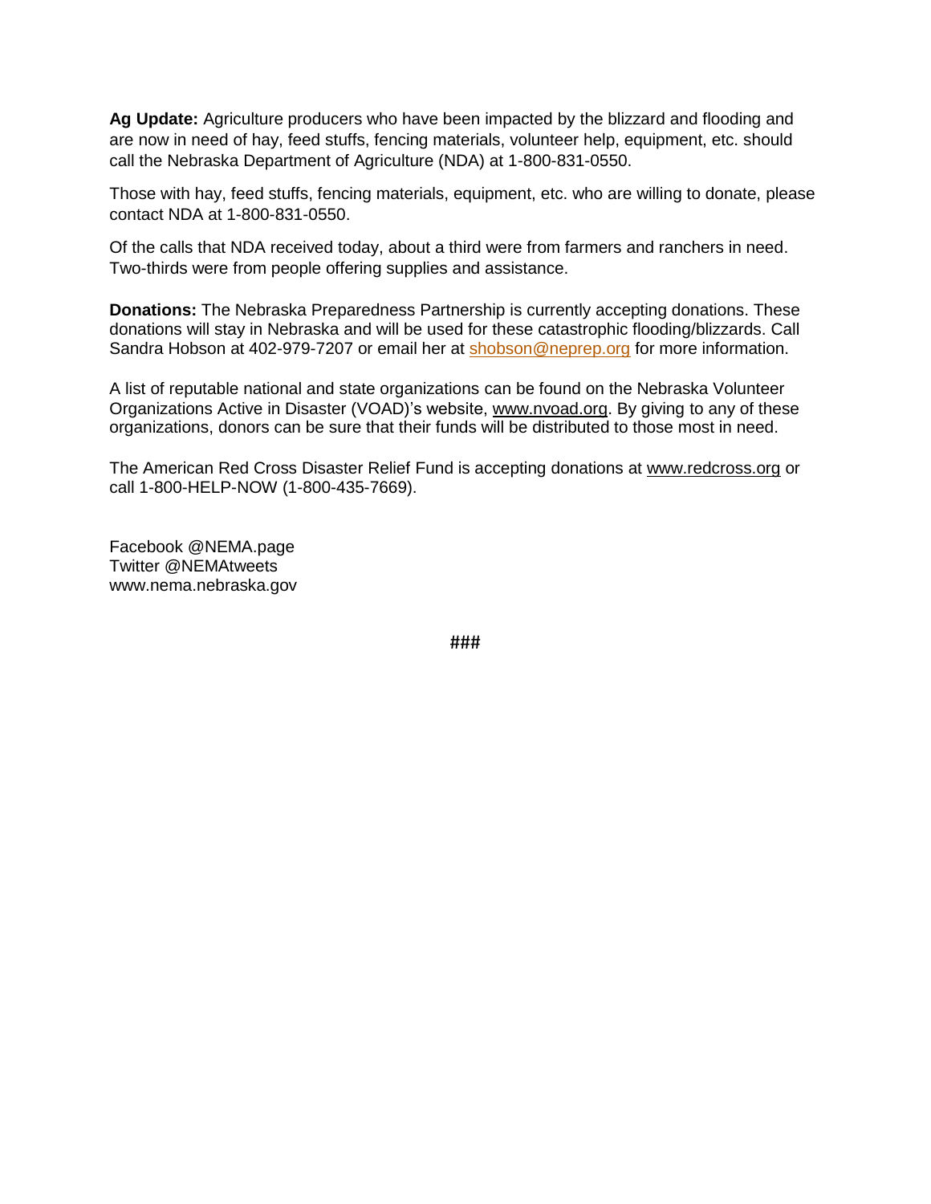**Ag Update:** Agriculture producers who have been impacted by the blizzard and flooding and are now in need of hay, feed stuffs, fencing materials, volunteer help, equipment, etc. should call the Nebraska Department of Agriculture (NDA) at 1-800-831-0550.

Those with hay, feed stuffs, fencing materials, equipment, etc. who are willing to donate, please contact NDA at 1-800-831-0550.

Of the calls that NDA received today, about a third were from farmers and ranchers in need. Two-thirds were from people offering supplies and assistance.

**Donations:** The Nebraska Preparedness Partnership is currently accepting donations. These donations will stay in Nebraska and will be used for these catastrophic flooding/blizzards. Call Sandra Hobson at 402-979-7207 or email her at shobson@neprep.org for more information.

A list of reputable national and state organizations can be found on the Nebraska Volunteer Organizations Active in Disaster (VOAD)'s website, www.nvoad.org. By giving to any of these organizations, donors can be sure that their funds will be distributed to those most in need.

The American Red Cross Disaster Relief Fund is accepting donations at www.redcross.org or call 1-800-HELP-NOW (1-800-435-7669).

Facebook @NEMA.page
Twitter @NEMAtweets
www.nema.nebraska.gov

###